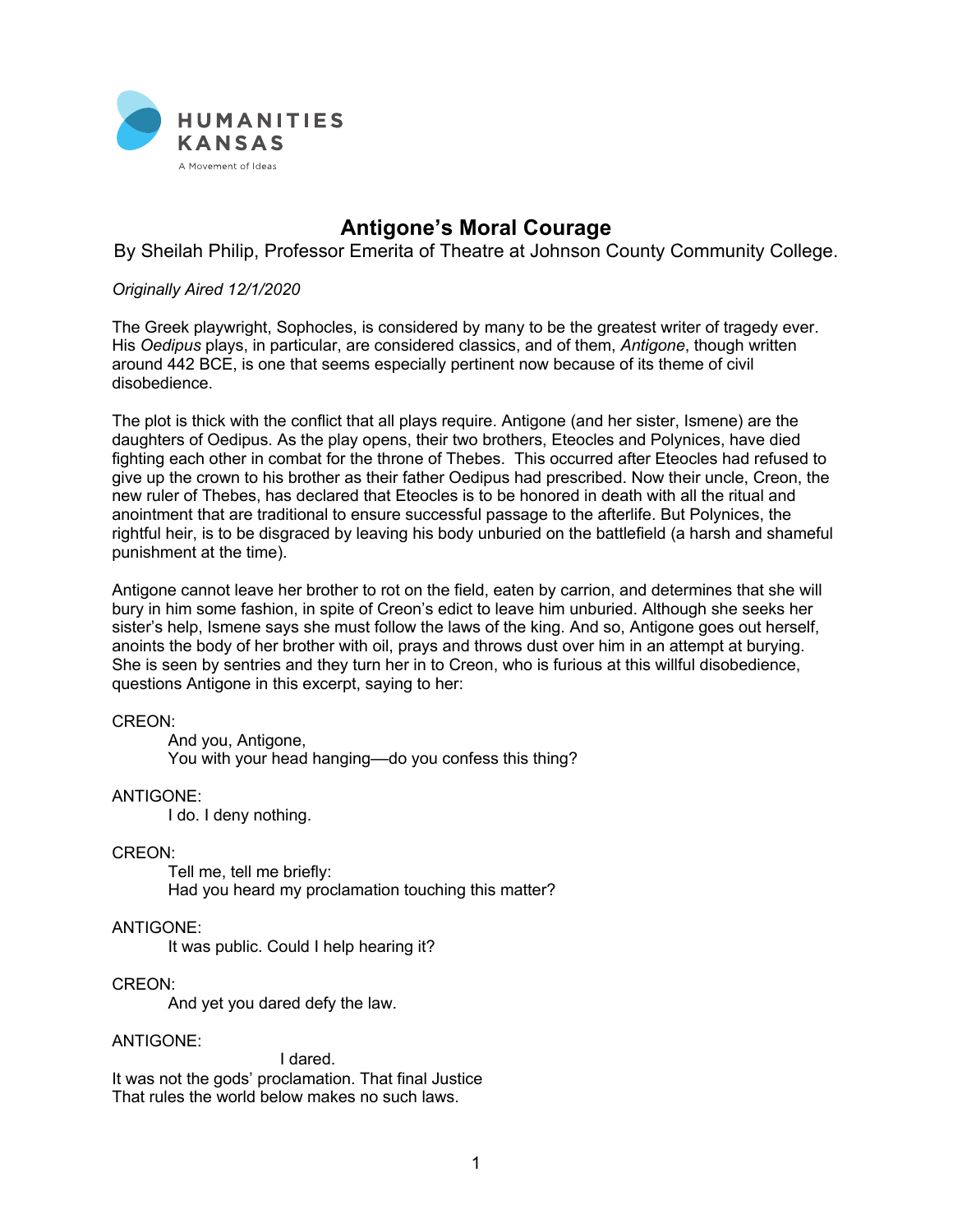HUMANITIES KANSAS

A Movement of Ideas

# Antigone's Moral Courage

By Sheilah Philip, Professor Emerita of Theatre at Johnson County Community College.

*Originally Aired 12/1/2020*

The Greek playwright, Sophocles, is considered by many to be the greatest writer of tragedy ever. His *Oedipus* plays, in particular, are considered classics, and of them, *Antigone*, though written around 442 BCE, is one that seems especially pertinent now because of its theme of civil disobedience.

The plot is thick with the conflict that all plays require. Antigone (and her sister, Ismene) are the daughters of Oedipus. As the play opens, their two brothers, Eteocles and Polynices, have died fighting each other in combat for the throne of Thebes. This occurred after Eteocles had refused to give up the crown to his brother as their father Oedipus had prescribed. Now their uncle, Creon, the new ruler of Thebes, has declared that Eteocles is to be honored in death with all the ritual and anointment that are traditional to ensure successful passage to the afterlife. But Polynices, the rightful heir, is to be disgraced by leaving his body unburied on the battlefield (a harsh and shameful punishment at the time).

Antigone cannot leave her brother to rot on the field, eaten by carrion, and determines that she will bury in him some fashion, in spite of Creon's edict to leave him unburied. Although she seeks her sister's help, Ismene says she must follow the laws of the king. And so, Antigone goes out herself, anoints the body of her brother with oil, prays and throws dust over him in an attempt at burying. She is seen by sentries and they turn her in to Creon, who is furious at this willful disobedience, questions Antigone in this excerpt, saying to her:

CREON:
And you, Antigone,
You with your head hanging—do you confess this thing?

ANTIGONE:
I do. I deny nothing.

CREON:
Tell me, tell me briefly:
Had you heard my proclamation touching this matter?

ANTIGONE:
It was public. Could I help hearing it?

CREON:
And yet you dared defy the law.

ANTIGONE:
I dared.
It was not the gods' proclamation. That final Justice
That rules the world below makes no such laws.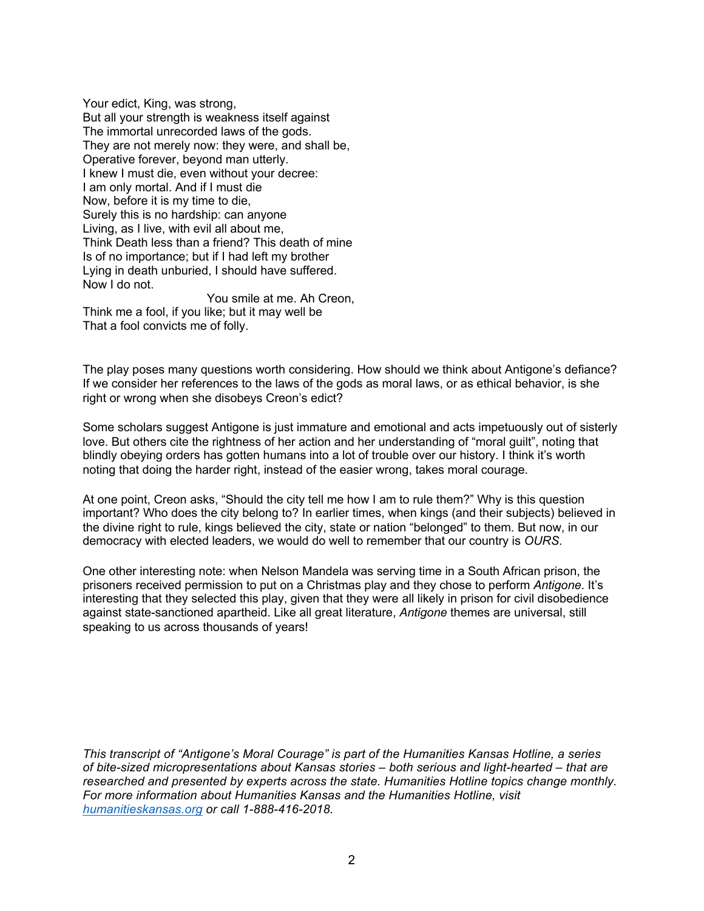Your edict, King, was strong,  
But all your strength is weakness itself against  
The immortal unrecorded laws of the gods.  
They are not merely now: they were, and shall be,  
Operative forever, beyond man utterly.  
I knew I must die, even without your decree:  
I am only mortal. And if I must die  
Now, before it is my time to die,  
Surely this is no hardship: can anyone  
Living, as I live, with evil all about me,  
Think Death less than a friend? This death of mine  
Is of no importance; but if I had left my brother  
Lying in death unburied, I should have suffered.  
Now I do not.  
                                        You smile at me. Ah Creon,  
Think me a fool, if you like; but it may well be  
That a fool convicts me of folly.

The play poses many questions worth considering. How should we think about Antigone's defiance? If we consider her references to the laws of the gods as moral laws, or as ethical behavior, is she right or wrong when she disobeys Creon's edict?

Some scholars suggest Antigone is just immature and emotional and acts impetuously out of sisterly love. But others cite the rightness of her action and her understanding of "moral guilt", noting that blindly obeying orders has gotten humans into a lot of trouble over our history. I think it's worth noting that doing the harder right, instead of the easier wrong, takes moral courage.

At one point, Creon asks, "Should the city tell me how I am to rule them?" Why is this question important? Who does the city belong to? In earlier times, when kings (and their subjects) believed in the divine right to rule, kings believed the city, state or nation "belonged" to them. But now, in our democracy with elected leaders, we would do well to remember that our country is *OURS*.

One other interesting note: when Nelson Mandela was serving time in a South African prison, the prisoners received permission to put on a Christmas play and they chose to perform *Antigone*. It's interesting that they selected this play, given that they were all likely in prison for civil disobedience against state-sanctioned apartheid. Like all great literature, *Antigone* themes are universal, still speaking to us across thousands of years!

*This transcript of "Antigone's Moral Courage" is part of the Humanities Kansas Hotline, a series of bite-sized micropresentations about Kansas stories – both serious and light-hearted – that are researched and presented by experts across the state. Humanities Hotline topics change monthly. For more information about Humanities Kansas and the Humanities Hotline, visit [humanitieskansas.org](humanitieskansas.org) or call 1-888-416-2018.*